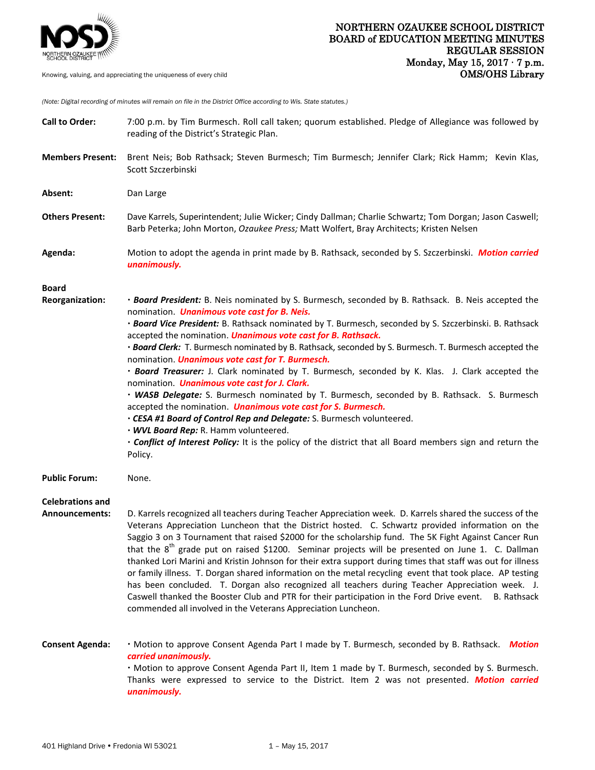# NORTHERN OZAUKEE SCHOOL DISTRICT
## BOARD of EDUCATION MEETING MINUTES
## REGULAR SESSION
**Monday, May 15, 2017 · 7 p.m.**
**OMS/OHS Library**

Knowing, valuing, and appreciating the uniqueness of every child

*(Note: Digital recording of minutes will remain on file in the District Office according to Wis. State statutes.)*

**Call to Order:** 7:00 p.m. by Tim Burmesch. Roll call taken; quorum established. Pledge of Allegiance was followed by reading of the District's Strategic Plan.

**Members Present:** Brent Neis; Bob Rathsack; Steven Burmesch; Tim Burmesch; Jennifer Clark; Rick Hamm; Kevin Klas, Scott Szczerbinski

**Absent:** Dan Large

**Others Present:** Dave Karrels, Superintendent; Julie Wicker; Cindy Dallman; Charlie Schwartz; Tom Dorgan; Jason Caswell; Barb Peterka; John Morton, *Ozaukee Press;* Matt Wolfert, Bray Architects; Kristen Nelsen

**Agenda:** Motion to adopt the agenda in print made by B. Rathsack, seconded by S. Szczerbinski. ***Motion carried unanimously.***

**Board Reorganization:**

- ***Board President:*** B. Neis nominated by S. Burmesch, seconded by B. Rathsack. B. Neis accepted the nomination. ***Unanimous vote cast for B. Neis.***
- ***Board Vice President:*** B. Rathsack nominated by T. Burmesch, seconded by S. Szczerbinski. B. Rathsack accepted the nomination. ***Unanimous vote cast for B. Rathsack.***
- ***Board Clerk:*** T. Burmesch nominated by B. Rathsack, seconded by S. Burmesch. T. Burmesch accepted the nomination. ***Unanimous vote cast for T. Burmesch.***
- ***Board Treasurer:*** J. Clark nominated by T. Burmesch, seconded by K. Klas. J. Clark accepted the nomination. ***Unanimous vote cast for J. Clark.***
- ***WASB Delegate:*** S. Burmesch nominated by T. Burmesch, seconded by B. Rathsack. S. Burmesch accepted the nomination. ***Unanimous vote cast for S. Burmesch.***
- ***CESA #1 Board of Control Rep and Delegate:*** S. Burmesch volunteered.
- ***WVL Board Rep:*** R. Hamm volunteered.
- ***Conflict of Interest Policy:*** It is the policy of the district that all Board members sign and return the Policy.

**Public Forum:** None.

**Celebrations and Announcements:** D. Karrels recognized all teachers during Teacher Appreciation week. D. Karrels shared the success of the Veterans Appreciation Luncheon that the District hosted. C. Schwartz provided information on the Saggio 3 on 3 Tournament that raised $2000 for the scholarship fund. The 5K Fight Against Cancer Run that the 8th grade put on raised $1200. Seminar projects will be presented on June 1. C. Dallman thanked Lori Marini and Kristin Johnson for their extra support during times that staff was out for illness or family illness. T. Dorgan shared information on the metal recycling event that took place. AP testing has been concluded. T. Dorgan also recognized all teachers during Teacher Appreciation week. J. Caswell thanked the Booster Club and PTR for their participation in the Ford Drive event. B. Rathsack commended all involved in the Veterans Appreciation Luncheon.

**Consent Agenda:**

- Motion to approve Consent Agenda Part I made by T. Burmesch, seconded by B. Rathsack. ***Motion carried unanimously.***
- Motion to approve Consent Agenda Part II, Item 1 made by T. Burmesch, seconded by S. Burmesch. Thanks were expressed to service to the District. Item 2 was not presented. ***Motion carried unanimously.***

401 Highland Drive • Fredonia WI 53021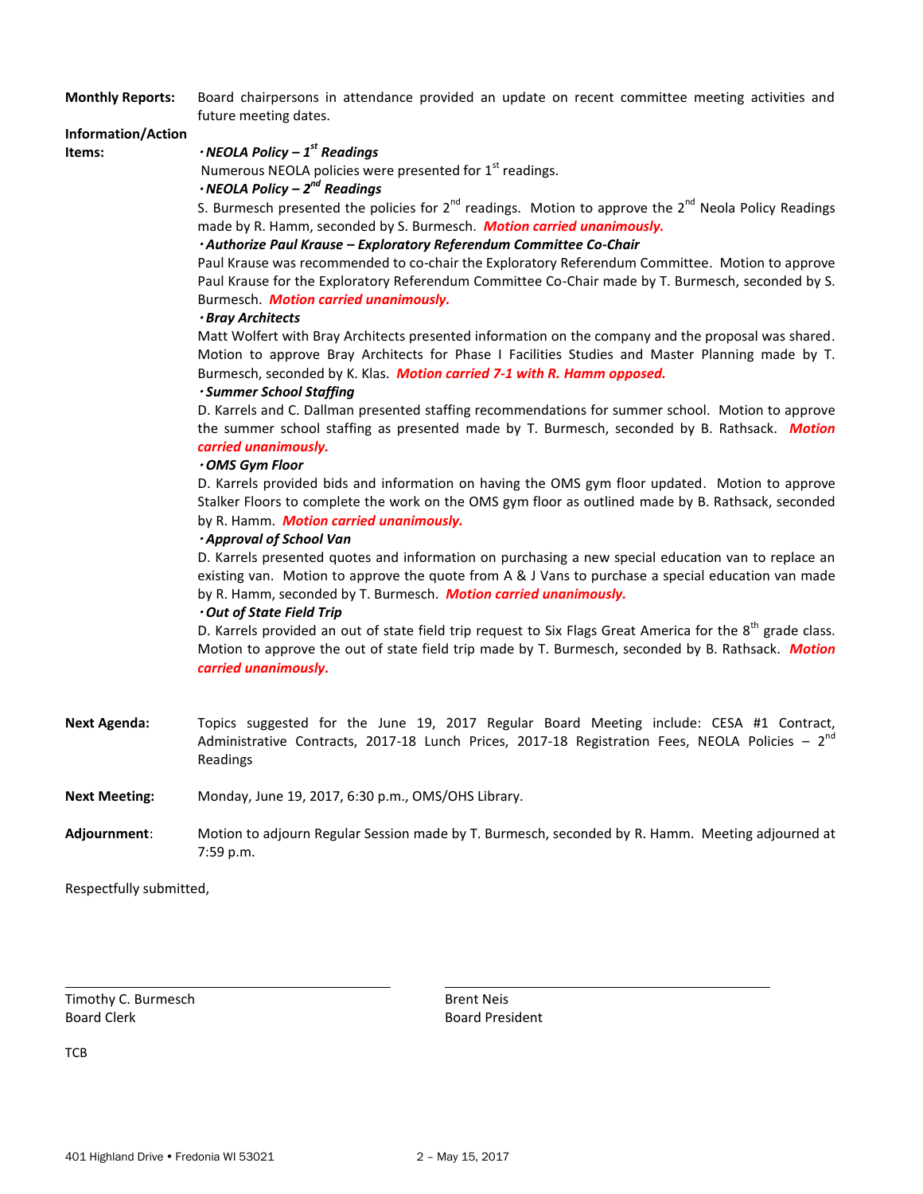**Monthly Reports:** Board chairpersons in attendance provided an update on recent committee meeting activities and future meeting dates.

**Information/Action Items:**

· ***NEOLA Policy – 1st Readings***

Numerous NEOLA policies were presented for 1st readings.

· ***NEOLA Policy – 2nd Readings***

S. Burmesch presented the policies for 2nd readings. Motion to approve the 2nd Neola Policy Readings made by R. Hamm, seconded by S. Burmesch. ***Motion carried unanimously.***

· ***Authorize Paul Krause – Exploratory Referendum Committee Co-Chair***

Paul Krause was recommended to co-chair the Exploratory Referendum Committee. Motion to approve Paul Krause for the Exploratory Referendum Committee Co-Chair made by T. Burmesch, seconded by S. Burmesch. ***Motion carried unanimously.***

· ***Bray Architects***

Matt Wolfert with Bray Architects presented information on the company and the proposal was shared. Motion to approve Bray Architects for Phase I Facilities Studies and Master Planning made by T. Burmesch, seconded by K. Klas. ***Motion carried 7-1 with R. Hamm opposed.***

· ***Summer School Staffing***

D. Karrels and C. Dallman presented staffing recommendations for summer school. Motion to approve the summer school staffing as presented made by T. Burmesch, seconded by B. Rathsack. ***Motion carried unanimously.***

· ***OMS Gym Floor***

D. Karrels provided bids and information on having the OMS gym floor updated. Motion to approve Stalker Floors to complete the work on the OMS gym floor as outlined made by B. Rathsack, seconded by R. Hamm. ***Motion carried unanimously.***

· ***Approval of School Van***

D. Karrels presented quotes and information on purchasing a new special education van to replace an existing van. Motion to approve the quote from A & J Vans to purchase a special education van made by R. Hamm, seconded by T. Burmesch. ***Motion carried unanimously.***

· ***Out of State Field Trip***

D. Karrels provided an out of state field trip request to Six Flags Great America for the 8th grade class. Motion to approve the out of state field trip made by T. Burmesch, seconded by B. Rathsack. ***Motion carried unanimously.***

**Next Agenda:** Topics suggested for the June 19, 2017 Regular Board Meeting include: CESA #1 Contract, Administrative Contracts, 2017-18 Lunch Prices, 2017-18 Registration Fees, NEOLA Policies – 2nd Readings

**Next Meeting:** Monday, June 19, 2017, 6:30 p.m., OMS/OHS Library.

**Adjournment**: Motion to adjourn Regular Session made by T. Burmesch, seconded by R. Hamm. Meeting adjourned at 7:59 p.m.

Respectfully submitted,

Timothy C. Burmesch
Board Clerk

Brent Neis
Board President

TCB